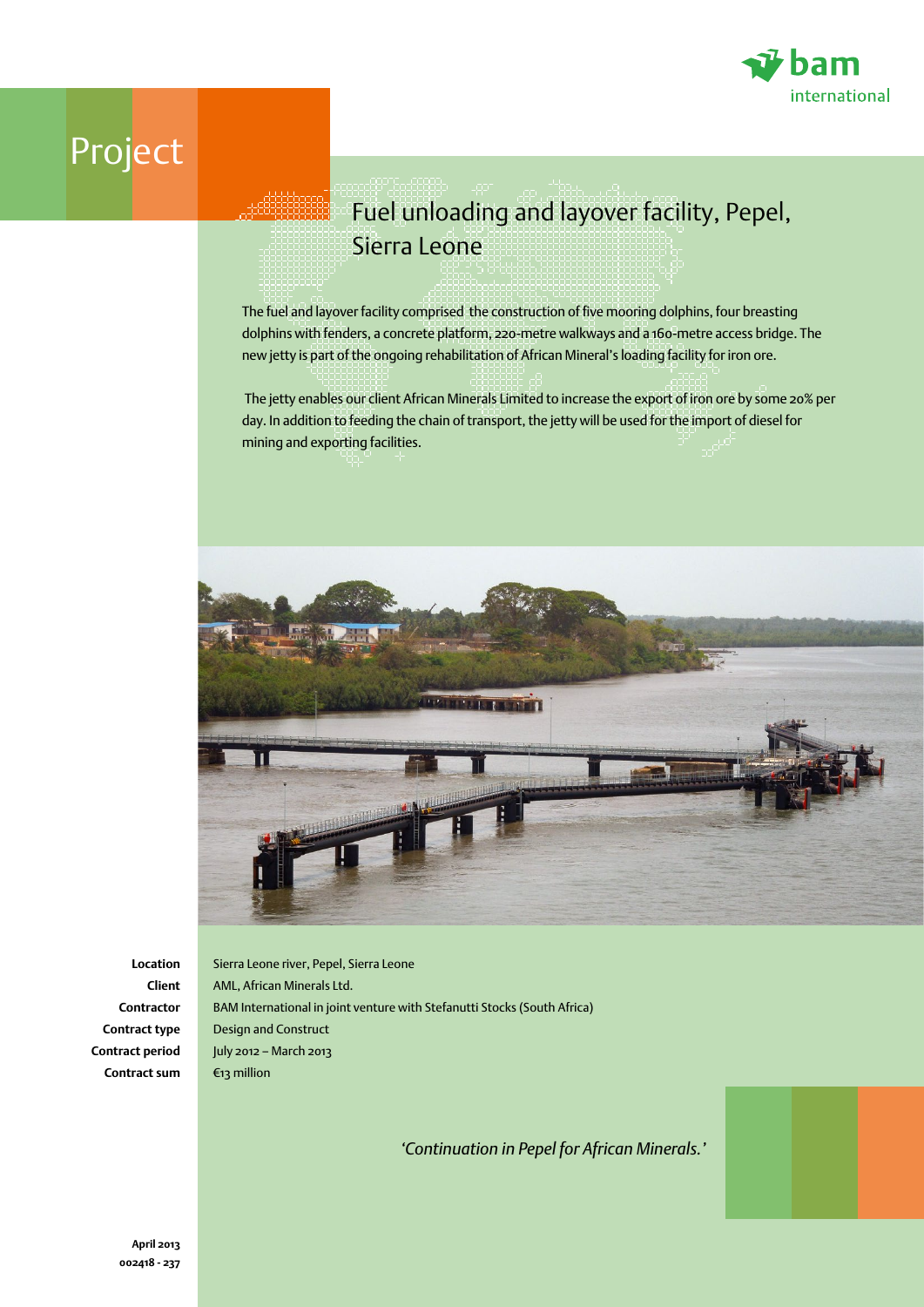bam international

# Project

## Fuel unloading and layover facility, Pepel, Sierra Leone

The fuel and layover facility comprised the construction of five mooring dolphins, four breasting dolphins with fenders, a concrete platform, 220-metre walkways and a 160-metre access bridge. The new jetty is part of the ongoing rehabilitation of African Mineral's loading facility for iron ore.

The jetty enables our client African Minerals Limited to increase the export of iron ore by some 20% per day. In addition to feeding the chain of transport, the jetty will be used for the import of diesel for mining and exporting facilities.

| | |
|---|---|
| **Location** | Sierra Leone river, Pepel, Sierra Leone |
| **Client** | AML, African Minerals Ltd. |
| **Contractor** | BAM International in joint venture with Stefanutti Stocks (South Africa) |
| **Contract type** | Design and Construct |
| **Contract period** | July 2012 – March 2013 |
| **Contract sum** | €13 million |

*'Continuation in Pepel for African Minerals.'*

**April 2013**
**002418 - 237**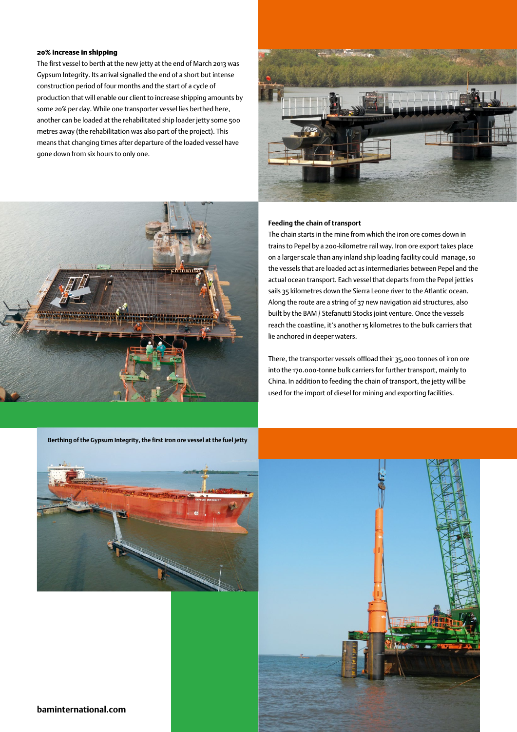### 20% increase in shipping

The first vessel to berth at the new jetty at the end of March 2013 was Gypsum Integrity. Its arrival signalled the end of a short but intense construction period of four months and the start of a cycle of production that will enable our client to increase shipping amounts by some 20% per day. While one transporter vessel lies berthed here, another can be loaded at the rehabilitated ship loader jetty some 500 metres away (the rehabilitation was also part of the project). This means that changing times after departure of the loaded vessel have gone down from six hours to only one.

### Feeding the chain of transport

The chain starts in the mine from which the iron ore comes down in trains to Pepel by a 200-kilometre rail way. Iron ore export takes place on a larger scale than any inland ship loading facility could manage, so the vessels that are loaded act as intermediaries between Pepel and the actual ocean transport. Each vessel that departs from the Pepel jetties sails 35 kilometres down the Sierra Leone river to the Atlantic ocean. Along the route are a string of 37 new navigation aid structures, also built by the BAM / Stefanutti Stocks joint venture. Once the vessels reach the coastline, it's another 15 kilometres to the bulk carriers that lie anchored in deeper waters.

There, the transporter vessels offload their 35,000 tonnes of iron ore into the 170.000-tonne bulk carriers for further transport, mainly to China. In addition to feeding the chain of transport, the jetty will be used for the import of diesel for mining and exporting facilities.

**Berthing of the Gypsum Integrity, the first iron ore vessel at the fuel jetty**

**baminternational.com**